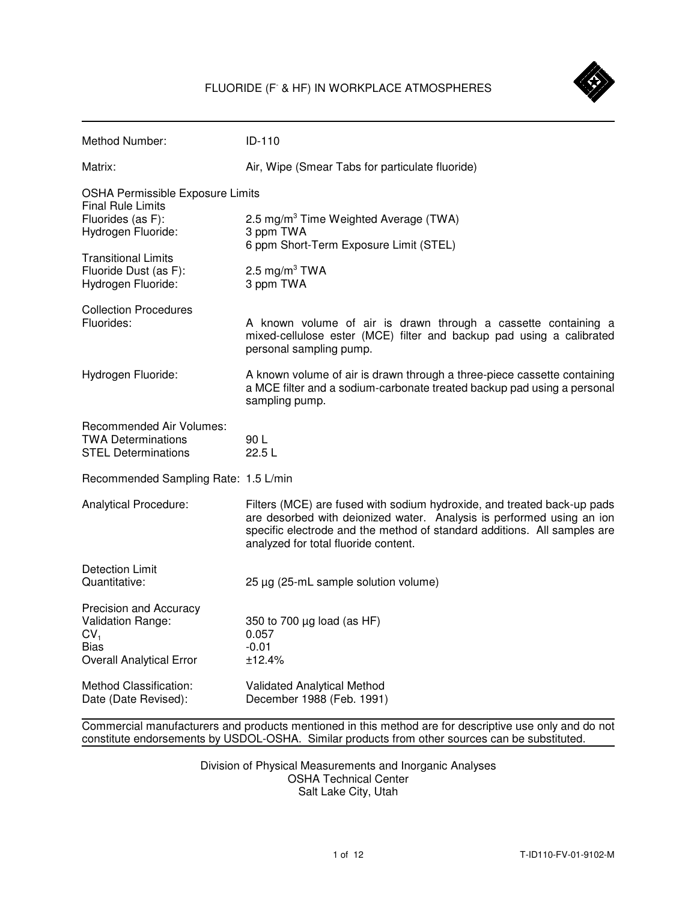# FLUORIDE ($F^-$ & HF) IN WORKPLACE ATMOSPHERES

| | |
|---|---|
| Method Number: | ID-110 |
| Matrix: | Air, Wipe (Smear Tabs for particulate fluoride) |
| **OSHA Permissible Exposure Limits** | |
| Final Rule Limits | |
| Fluorides (as F): | 2.5 $mg/m^3$ Time Weighted Average (TWA) |
| Hydrogen Fluoride: | 3 ppm TWA<br>6 ppm Short-Term Exposure Limit (STEL) |
| Transitional Limits | |
| Fluoride Dust (as F): | 2.5 $mg/m^3$ TWA |
| Hydrogen Fluoride: | 3 ppm TWA |
| **Collection Procedures** | |
| Fluorides: | A known volume of air is drawn through a cassette containing a mixed-cellulose ester (MCE) filter and backup pad using a calibrated personal sampling pump. |
| Hydrogen Fluoride: | A known volume of air is drawn through a three-piece cassette containing a MCE filter and a sodium-carbonate treated backup pad using a personal sampling pump. |
| **Recommended Air Volumes:** | |
| TWA Determinations | 90 L |
| STEL Determinations | 22.5 L |
| Recommended Sampling Rate: | 1.5 L/min |
| Analytical Procedure: | Filters (MCE) are fused with sodium hydroxide, and treated back-up pads are desorbed with deionized water. Analysis is performed using an ion specific electrode and the method of standard additions. All samples are analyzed for total fluoride content. |
| **Detection Limit** | |
| Quantitative: | 25 µg (25-mL sample solution volume) |
| **Precision and Accuracy** | |
| Validation Range: | 350 to 700 µg load (as HF) |
| $CV_1$ | 0.057 |
| Bias | -0.01 |
| Overall Analytical Error | ±12.4% |
| Method Classification: | Validated Analytical Method |
| Date (Date Revised): | December 1988 (Feb. 1991) |

Commercial manufacturers and products mentioned in this method are for descriptive use only and do not constitute endorsements by USDOL-OSHA. Similar products from other sources can be substituted.

Division of Physical Measurements and Inorganic Analyses
OSHA Technical Center
Salt Lake City, Utah

T-ID110-FV-01-9102-M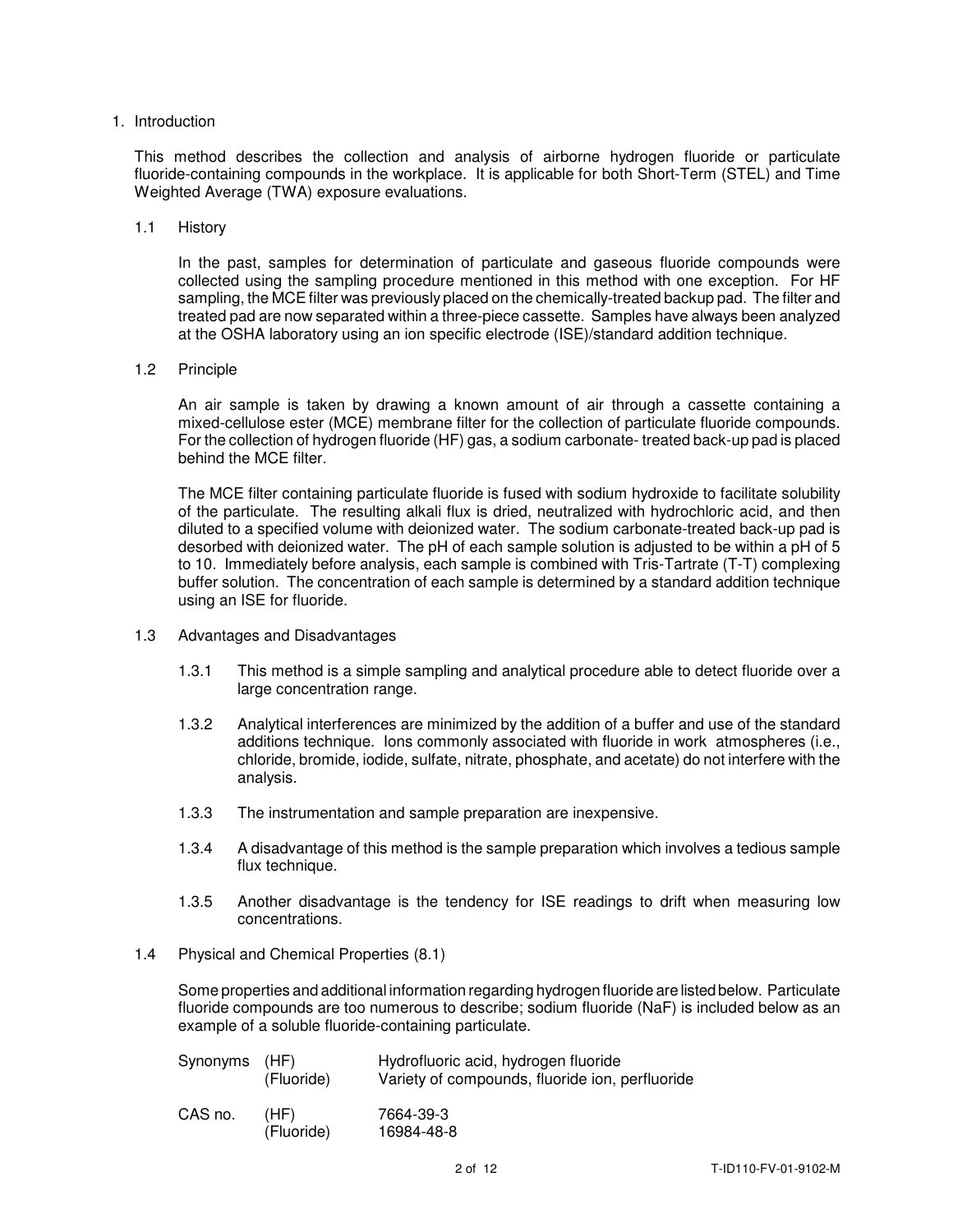# 1. Introduction

This method describes the collection and analysis of airborne hydrogen fluoride or particulate fluoride-containing compounds in the workplace. It is applicable for both Short-Term (STEL) and Time Weighted Average (TWA) exposure evaluations.

## 1.1 History

In the past, samples for determination of particulate and gaseous fluoride compounds were collected using the sampling procedure mentioned in this method with one exception. For HF sampling, the MCE filter was previously placed on the chemically-treated backup pad. The filter and treated pad are now separated within a three-piece cassette. Samples have always been analyzed at the OSHA laboratory using an ion specific electrode (ISE)/standard addition technique.

## 1.2 Principle

An air sample is taken by drawing a known amount of air through a cassette containing a mixed-cellulose ester (MCE) membrane filter for the collection of particulate fluoride compounds. For the collection of hydrogen fluoride (HF) gas, a sodium carbonate- treated back-up pad is placed behind the MCE filter.

The MCE filter containing particulate fluoride is fused with sodium hydroxide to facilitate solubility of the particulate. The resulting alkali flux is dried, neutralized with hydrochloric acid, and then diluted to a specified volume with deionized water. The sodium carbonate-treated back-up pad is desorbed with deionized water. The pH of each sample solution is adjusted to be within a pH of 5 to 10. Immediately before analysis, each sample is combined with Tris-Tartrate (T-T) complexing buffer solution. The concentration of each sample is determined by a standard addition technique using an ISE for fluoride.

## 1.3 Advantages and Disadvantages

1.3.1 This method is a simple sampling and analytical procedure able to detect fluoride over a large concentration range.

1.3.2 Analytical interferences are minimized by the addition of a buffer and use of the standard additions technique. Ions commonly associated with fluoride in work atmospheres (i.e., chloride, bromide, iodide, sulfate, nitrate, phosphate, and acetate) do not interfere with the analysis.

1.3.3 The instrumentation and sample preparation are inexpensive.

1.3.4 A disadvantage of this method is the sample preparation which involves a tedious sample flux technique.

1.3.5 Another disadvantage is the tendency for ISE readings to drift when measuring low concentrations.

## 1.4 Physical and Chemical Properties (8.1)

Some properties and additional information regarding hydrogen fluoride are listed below. Particulate fluoride compounds are too numerous to describe; sodium fluoride (NaF) is included below as an example of a soluble fluoride-containing particulate.

| | | |
|---|---|---|
| Synonyms | (HF) | Hydrofluoric acid, hydrogen fluoride |
| | (Fluoride) | Variety of compounds, fluoride ion, perfluoride |
| CAS no. | (HF) | 7664-39-3 |
| | (Fluoride) | 16984-48-8 |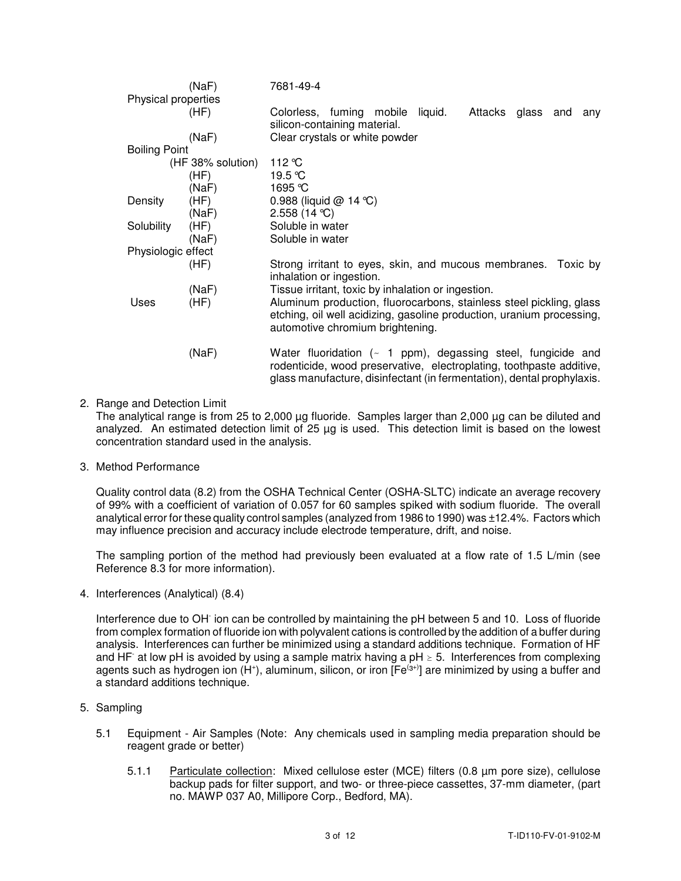| | | |
|---|---|---|
| | (NaF) | 7681-49-4 |
| Physical properties | | |
| | (HF) | Colorless, fuming mobile liquid. Attacks glass and any silicon-containing material. |
| | (NaF) | Clear crystals or white powder |
| Boiling Point | | |
| | (HF 38% solution) | 112 °C |
| | (HF) | 19.5 °C |
| | (NaF) | 1695 °C |
| Density | (HF) | 0.988 (liquid @ 14 °C) |
| | (NaF) | 2.558 (14 °C) |
| Solubility | (HF) | Soluble in water |
| | (NaF) | Soluble in water |
| Physiologic effect | | |
| | (HF) | Strong irritant to eyes, skin, and mucous membranes. Toxic by inhalation or ingestion. |
| | (NaF) | Tissue irritant, toxic by inhalation or ingestion. |
| Uses | (HF) | Aluminum production, fluorocarbons, stainless steel pickling, glass etching, oil well acidizing, gasoline production, uranium processing, automotive chromium brightening. |
| | (NaF) | Water fluoridation (~ 1 ppm), degassing steel, fungicide and rodenticide, wood preservative, electroplating, toothpaste additive, glass manufacture, disinfectant (in fermentation), dental prophylaxis. |

2. Range and Detection Limit

   The analytical range is from 25 to 2,000 µg fluoride. Samples larger than 2,000 µg can be diluted and analyzed. An estimated detection limit of 25 µg is used. This detection limit is based on the lowest concentration standard used in the analysis.

3. Method Performance

   Quality control data (8.2) from the OSHA Technical Center (OSHA-SLTC) indicate an average recovery of 99% with a coefficient of variation of 0.057 for 60 samples spiked with sodium fluoride. The overall analytical error for these quality control samples (analyzed from 1986 to 1990) was ±12.4%. Factors which may influence precision and accuracy include electrode temperature, drift, and noise.

   The sampling portion of the method had previously been evaluated at a flow rate of 1.5 L/min (see Reference 8.3 for more information).

4. Interferences (Analytical) (8.4)

   Interference due to $OH^-$ ion can be controlled by maintaining the pH between 5 and 10. Loss of fluoride from complex formation of fluoride ion with polyvalent cations is controlled by the addition of a buffer during analysis. Interferences can further be minimized using a standard additions technique. Formation of HF and $HF^-$ at low pH is avoided by using a sample matrix having a pH $\geq$ 5. Interferences from complexing agents such as hydrogen ion ($H^+$), aluminum, silicon, or iron [$Fe^{(3+)}$] are minimized by using a buffer and a standard additions technique.

5. Sampling

   5.1 Equipment - Air Samples (Note: Any chemicals used in sampling media preparation should be reagent grade or better)

   5.1.1 Particulate collection: Mixed cellulose ester (MCE) filters (0.8 µm pore size), cellulose backup pads for filter support, and two- or three-piece cassettes, 37-mm diameter, (part no. MAWP 037 A0, Millipore Corp., Bedford, MA).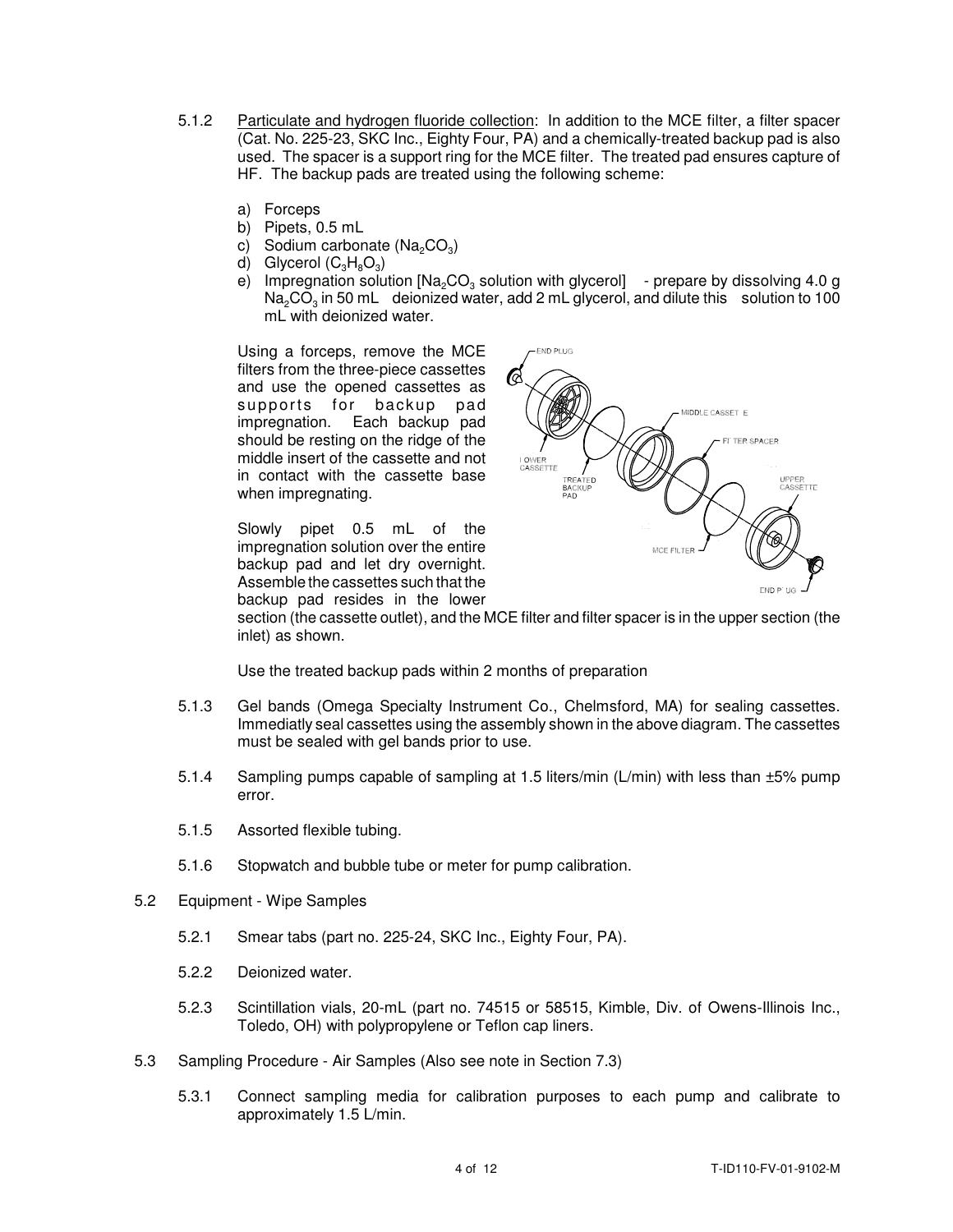5.1.2 Particulate and hydrogen fluoride collection: In addition to the MCE filter, a filter spacer (Cat. No. 225-23, SKC Inc., Eighty Four, PA) and a chemically-treated backup pad is also used. The spacer is a support ring for the MCE filter. The treated pad ensures capture of HF. The backup pads are treated using the following scheme:

a) Forceps
b) Pipets, 0.5 mL
c) Sodium carbonate ($Na_2CO_3$)
d) Glycerol ($C_3H_8O_3$)
e) Impregnation solution [$Na_2CO_3$ solution with glycerol] - prepare by dissolving 4.0 g $Na_2CO_3$ in 50 mL deionized water, add 2 mL glycerol, and dilute this solution to 100 mL with deionized water.

Using a forceps, remove the MCE filters from the three-piece cassettes and use the opened cassettes as supports for backup pad impregnation. Each backup pad should be resting on the ridge of the middle insert of the cassette and not in contact with the cassette base when impregnating.

Slowly pipet 0.5 mL of the impregnation solution over the entire backup pad and let dry overnight. Assemble the cassettes such that the backup pad resides in the lower section (the cassette outlet), and the MCE filter and filter spacer is in the upper section (the inlet) as shown.

Use the treated backup pads within 2 months of preparation

5.1.3 Gel bands (Omega Specialty Instrument Co., Chelmsford, MA) for sealing cassettes. Immediatly seal cassettes using the assembly shown in the above diagram. The cassettes must be sealed with gel bands prior to use.

5.1.4 Sampling pumps capable of sampling at 1.5 liters/min (L/min) with less than ±5% pump error.

5.1.5 Assorted flexible tubing.

5.1.6 Stopwatch and bubble tube or meter for pump calibration.

5.2 Equipment - Wipe Samples

5.2.1 Smear tabs (part no. 225-24, SKC Inc., Eighty Four, PA).

5.2.2 Deionized water.

5.2.3 Scintillation vials, 20-mL (part no. 74515 or 58515, Kimble, Div. of Owens-Illinois Inc., Toledo, OH) with polypropylene or Teflon cap liners.

5.3 Sampling Procedure - Air Samples (Also see note in Section 7.3)

5.3.1 Connect sampling media for calibration purposes to each pump and calibrate to approximately 1.5 L/min.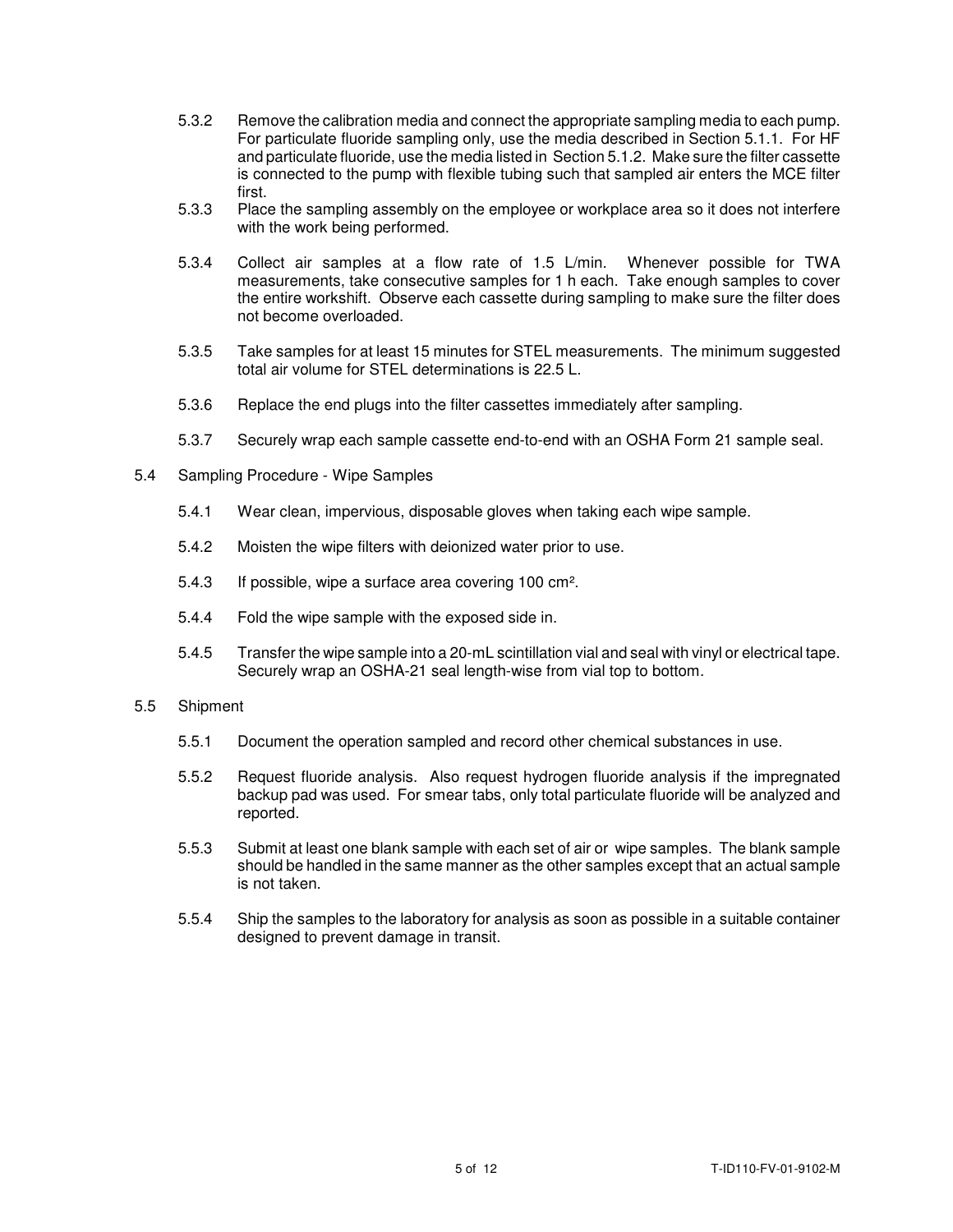5.3.2 Remove the calibration media and connect the appropriate sampling media to each pump. For particulate fluoride sampling only, use the media described in Section 5.1.1. For HF and particulate fluoride, use the media listed in Section 5.1.2. Make sure the filter cassette is connected to the pump with flexible tubing such that sampled air enters the MCE filter first.

5.3.3 Place the sampling assembly on the employee or workplace area so it does not interfere with the work being performed.

5.3.4 Collect air samples at a flow rate of 1.5 L/min. Whenever possible for TWA measurements, take consecutive samples for 1 h each. Take enough samples to cover the entire workshift. Observe each cassette during sampling to make sure the filter does not become overloaded.

5.3.5 Take samples for at least 15 minutes for STEL measurements. The minimum suggested total air volume for STEL determinations is 22.5 L.

5.3.6 Replace the end plugs into the filter cassettes immediately after sampling.

5.3.7 Securely wrap each sample cassette end-to-end with an OSHA Form 21 sample seal.

5.4 Sampling Procedure - Wipe Samples

5.4.1 Wear clean, impervious, disposable gloves when taking each wipe sample.

5.4.2 Moisten the wipe filters with deionized water prior to use.

5.4.3 If possible, wipe a surface area covering 100 cm².

5.4.4 Fold the wipe sample with the exposed side in.

5.4.5 Transfer the wipe sample into a 20-mL scintillation vial and seal with vinyl or electrical tape. Securely wrap an OSHA-21 seal length-wise from vial top to bottom.

5.5 Shipment

5.5.1 Document the operation sampled and record other chemical substances in use.

5.5.2 Request fluoride analysis. Also request hydrogen fluoride analysis if the impregnated backup pad was used. For smear tabs, only total particulate fluoride will be analyzed and reported.

5.5.3 Submit at least one blank sample with each set of air or wipe samples. The blank sample should be handled in the same manner as the other samples except that an actual sample is not taken.

5.5.4 Ship the samples to the laboratory for analysis as soon as possible in a suitable container designed to prevent damage in transit.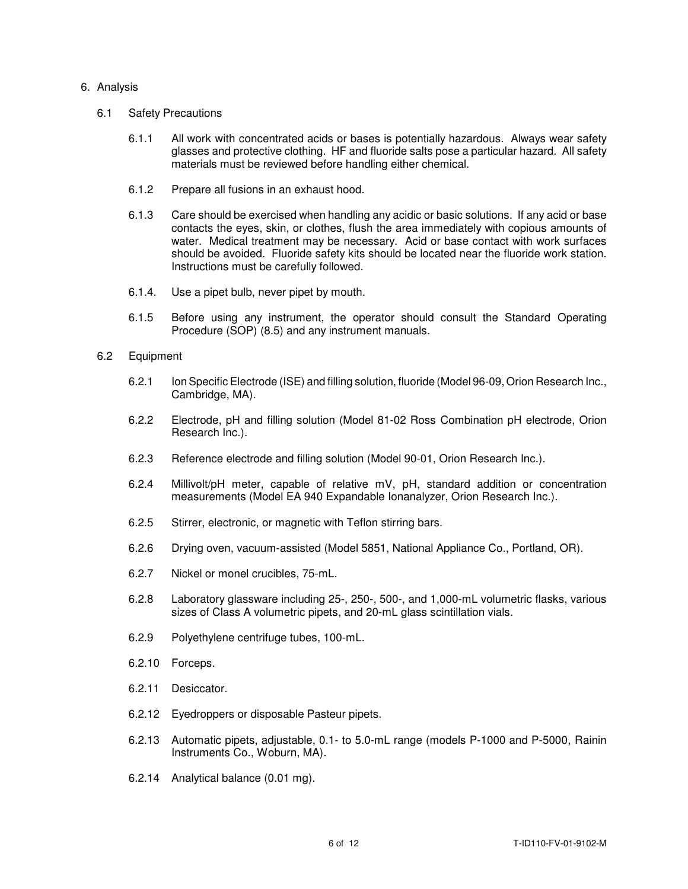6. Analysis

6.1 Safety Precautions

6.1.1 All work with concentrated acids or bases is potentially hazardous. Always wear safety glasses and protective clothing. HF and fluoride salts pose a particular hazard. All safety materials must be reviewed before handling either chemical.

6.1.2 Prepare all fusions in an exhaust hood.

6.1.3 Care should be exercised when handling any acidic or basic solutions. If any acid or base contacts the eyes, skin, or clothes, flush the area immediately with copious amounts of water. Medical treatment may be necessary. Acid or base contact with work surfaces should be avoided. Fluoride safety kits should be located near the fluoride work station. Instructions must be carefully followed.

6.1.4. Use a pipet bulb, never pipet by mouth.

6.1.5 Before using any instrument, the operator should consult the Standard Operating Procedure (SOP) (8.5) and any instrument manuals.

6.2 Equipment

6.2.1 Ion Specific Electrode (ISE) and filling solution, fluoride (Model 96-09, Orion Research Inc., Cambridge, MA).

6.2.2 Electrode, pH and filling solution (Model 81-02 Ross Combination pH electrode, Orion Research Inc.).

6.2.3 Reference electrode and filling solution (Model 90-01, Orion Research Inc.).

6.2.4 Millivolt/pH meter, capable of relative mV, pH, standard addition or concentration measurements (Model EA 940 Expandable Ionanalyzer, Orion Research Inc.).

6.2.5 Stirrer, electronic, or magnetic with Teflon stirring bars.

6.2.6 Drying oven, vacuum-assisted (Model 5851, National Appliance Co., Portland, OR).

6.2.7 Nickel or monel crucibles, 75-mL.

6.2.8 Laboratory glassware including 25-, 250-, 500-, and 1,000-mL volumetric flasks, various sizes of Class A volumetric pipets, and 20-mL glass scintillation vials.

6.2.9 Polyethylene centrifuge tubes, 100-mL.

6.2.10 Forceps.

6.2.11 Desiccator.

6.2.12 Eyedroppers or disposable Pasteur pipets.

6.2.13 Automatic pipets, adjustable, 0.1- to 5.0-mL range (models P-1000 and P-5000, Rainin Instruments Co., Woburn, MA).

6.2.14 Analytical balance (0.01 mg).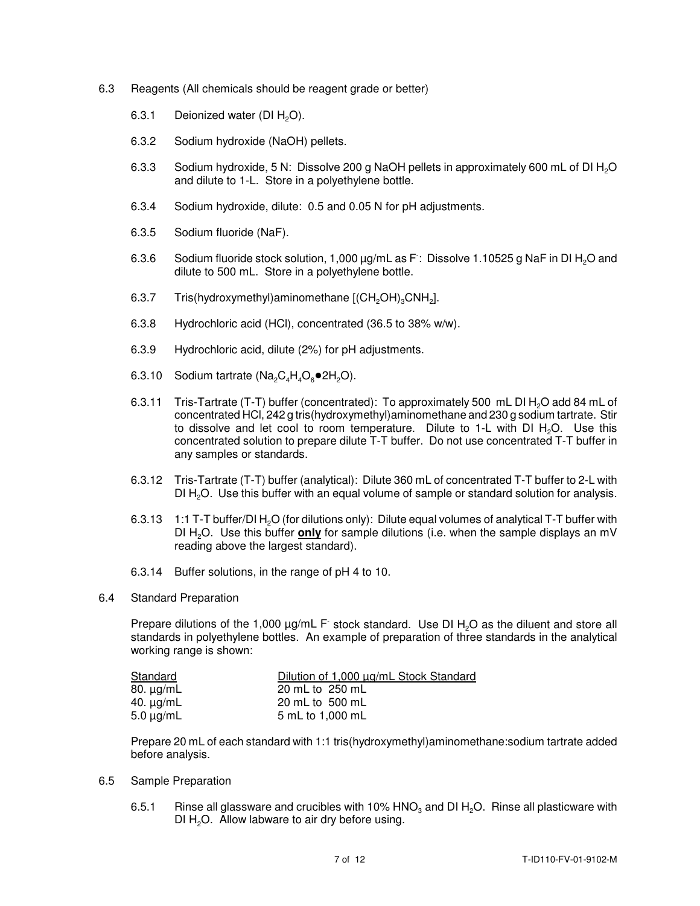6.3 Reagents (All chemicals should be reagent grade or better)

6.3.1 Deionized water (DI $H_2O$).

6.3.2 Sodium hydroxide (NaOH) pellets.

6.3.3 Sodium hydroxide, 5 N: Dissolve 200 g NaOH pellets in approximately 600 mL of DI $H_2O$ and dilute to 1-L. Store in a polyethylene bottle.

6.3.4 Sodium hydroxide, dilute: 0.5 and 0.05 N for pH adjustments.

6.3.5 Sodium fluoride (NaF).

6.3.6 Sodium fluoride stock solution, 1,000 µg/mL as $F^-$: Dissolve 1.10525 g NaF in DI $H_2O$ and dilute to 500 mL. Store in a polyethylene bottle.

6.3.7 Tris(hydroxymethyl)aminomethane [$(CH_2OH)_3CNH_2$].

6.3.8 Hydrochloric acid (HCl), concentrated (36.5 to 38% w/w).

6.3.9 Hydrochloric acid, dilute (2%) for pH adjustments.

6.3.10 Sodium tartrate ($Na_2C_4H_4O_6 \bullet 2H_2O$).

6.3.11 Tris-Tartrate (T-T) buffer (concentrated): To approximately 500 mL DI $H_2O$ add 84 mL of concentrated HCl, 242 g tris(hydroxymethyl)aminomethane and 230 g sodium tartrate. Stir to dissolve and let cool to room temperature. Dilute to 1-L with DI $H_2O$. Use this concentrated solution to prepare dilute T-T buffer. Do not use concentrated T-T buffer in any samples or standards.

6.3.12 Tris-Tartrate (T-T) buffer (analytical): Dilute 360 mL of concentrated T-T buffer to 2-L with DI $H_2O$. Use this buffer with an equal volume of sample or standard solution for analysis.

6.3.13 1:1 T-T buffer/DI $H_2O$ (for dilutions only): Dilute equal volumes of analytical T-T buffer with DI $H_2O$. Use this buffer **only** for sample dilutions (i.e. when the sample displays an mV reading above the largest standard).

6.3.14 Buffer solutions, in the range of pH 4 to 10.

6.4 Standard Preparation

Prepare dilutions of the 1,000 µg/mL $F^-$ stock standard. Use DI $H_2O$ as the diluent and store all standards in polyethylene bottles. An example of preparation of three standards in the analytical working range is shown:

| Standard | Dilution of 1,000 µg/mL Stock Standard |
|---|---|
| 80. µg/mL | 20 mL to 250 mL |
| 40. µg/mL | 20 mL to 500 mL |
| 5.0 µg/mL | 5 mL to 1,000 mL |

Prepare 20 mL of each standard with 1:1 tris(hydroxymethyl)aminomethane:sodium tartrate added before analysis.

6.5 Sample Preparation

6.5.1 Rinse all glassware and crucibles with 10% $HNO_3$ and DI $H_2O$. Rinse all plasticware with DI $H_2O$. Allow labware to air dry before using.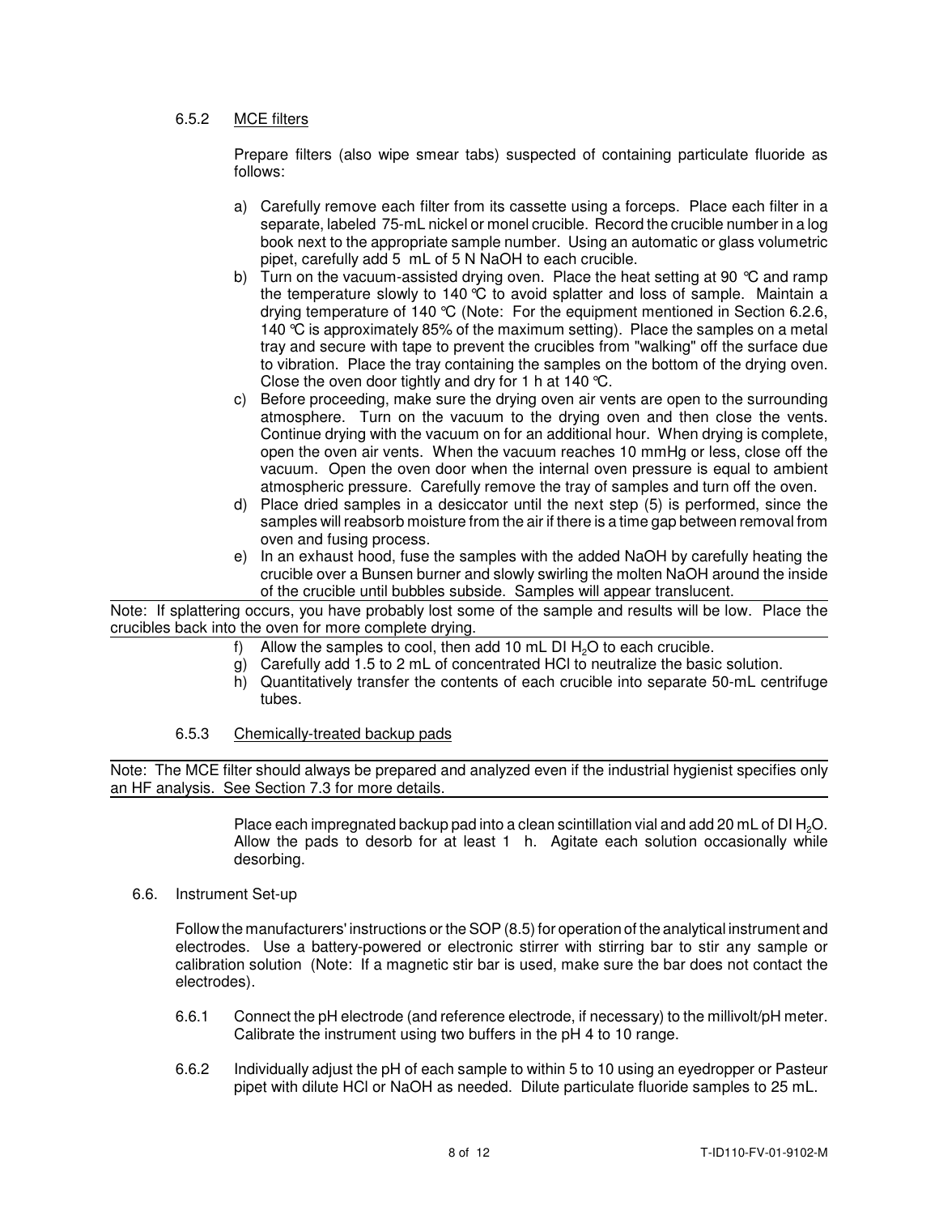#### 6.5.2 MCE filters

Prepare filters (also wipe smear tabs) suspected of containing particulate fluoride as follows:

a) Carefully remove each filter from its cassette using a forceps. Place each filter in a separate, labeled 75-mL nickel or monel crucible. Record the crucible number in a log book next to the appropriate sample number. Using an automatic or glass volumetric pipet, carefully add 5 mL of 5 N NaOH to each crucible.
b) Turn on the vacuum-assisted drying oven. Place the heat setting at 90 °C and ramp the temperature slowly to 140 °C to avoid splatter and loss of sample. Maintain a drying temperature of 140 °C (Note: For the equipment mentioned in Section 6.2.6, 140 °C is approximately 85% of the maximum setting). Place the samples on a metal tray and secure with tape to prevent the crucibles from "walking" off the surface due to vibration. Place the tray containing the samples on the bottom of the drying oven. Close the oven door tightly and dry for 1 h at 140 °C.
c) Before proceeding, make sure the drying oven air vents are open to the surrounding atmosphere. Turn on the vacuum to the drying oven and then close the vents. Continue drying with the vacuum on for an additional hour. When drying is complete, open the oven air vents. When the vacuum reaches 10 mmHg or less, close off the vacuum. Open the oven door when the internal oven pressure is equal to ambient atmospheric pressure. Carefully remove the tray of samples and turn off the oven.
d) Place dried samples in a desiccator until the next step (5) is performed, since the samples will reabsorb moisture from the air if there is a time gap between removal from oven and fusing process.
e) In an exhaust hood, fuse the samples with the added NaOH by carefully heating the crucible over a Bunsen burner and slowly swirling the molten NaOH around the inside of the crucible until bubbles subside. Samples will appear translucent.

Note: If splattering occurs, you have probably lost some of the sample and results will be low. Place the crucibles back into the oven for more complete drying.

f) Allow the samples to cool, then add 10 mL DI $H_2O$ to each crucible.
g) Carefully add 1.5 to 2 mL of concentrated HCl to neutralize the basic solution.
h) Quantitatively transfer the contents of each crucible into separate 50-mL centrifuge tubes.

#### 6.5.3 Chemically-treated backup pads

Note: The MCE filter should always be prepared and analyzed even if the industrial hygienist specifies only an HF analysis. See Section 7.3 for more details.

Place each impregnated backup pad into a clean scintillation vial and add 20 mL of DI $H_2O$. Allow the pads to desorb for at least 1 h. Agitate each solution occasionally while desorbing.

### 6.6. Instrument Set-up

Follow the manufacturers' instructions or the SOP (8.5) for operation of the analytical instrument and electrodes. Use a battery-powered or electronic stirrer with stirring bar to stir any sample or calibration solution (Note: If a magnetic stir bar is used, make sure the bar does not contact the electrodes).

6.6.1 Connect the pH electrode (and reference electrode, if necessary) to the millivolt/pH meter. Calibrate the instrument using two buffers in the pH 4 to 10 range.

6.6.2 Individually adjust the pH of each sample to within 5 to 10 using an eyedropper or Pasteur pipet with dilute HCl or NaOH as needed. Dilute particulate fluoride samples to 25 mL.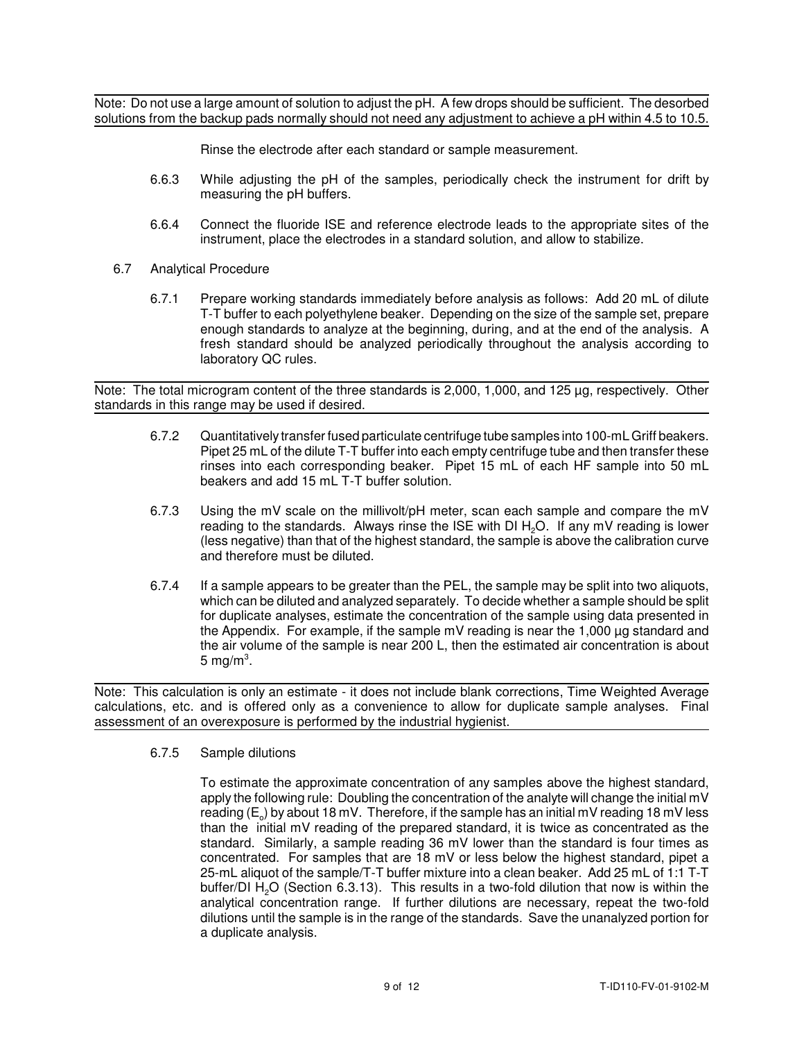Note: Do not use a large amount of solution to adjust the pH. A few drops should be sufficient. The desorbed solutions from the backup pads normally should not need any adjustment to achieve a pH within 4.5 to 10.5.

Rinse the electrode after each standard or sample measurement.

6.6.3 While adjusting the pH of the samples, periodically check the instrument for drift by measuring the pH buffers.

6.6.4 Connect the fluoride ISE and reference electrode leads to the appropriate sites of the instrument, place the electrodes in a standard solution, and allow to stabilize.

6.7 Analytical Procedure

6.7.1 Prepare working standards immediately before analysis as follows: Add 20 mL of dilute T-T buffer to each polyethylene beaker. Depending on the size of the sample set, prepare enough standards to analyze at the beginning, during, and at the end of the analysis. A fresh standard should be analyzed periodically throughout the analysis according to laboratory QC rules.

Note: The total microgram content of the three standards is 2,000, 1,000, and 125 µg, respectively. Other standards in this range may be used if desired.

6.7.2 Quantitatively transfer fused particulate centrifuge tube samples into 100-mL Griff beakers. Pipet 25 mL of the dilute T-T buffer into each empty centrifuge tube and then transfer these rinses into each corresponding beaker. Pipet 15 mL of each HF sample into 50 mL beakers and add 15 mL T-T buffer solution.

6.7.3 Using the mV scale on the millivolt/pH meter, scan each sample and compare the mV reading to the standards. Always rinse the ISE with DI $H_2O$. If any mV reading is lower (less negative) than that of the highest standard, the sample is above the calibration curve and therefore must be diluted.

6.7.4 If a sample appears to be greater than the PEL, the sample may be split into two aliquots, which can be diluted and analyzed separately. To decide whether a sample should be split for duplicate analyses, estimate the concentration of the sample using data presented in the Appendix. For example, if the sample mV reading is near the 1,000 µg standard and the air volume of the sample is near 200 L, then the estimated air concentration is about 5 mg/m$^3$.

Note: This calculation is only an estimate - it does not include blank corrections, Time Weighted Average calculations, etc. and is offered only as a convenience to allow for duplicate sample analyses. Final assessment of an overexposure is performed by the industrial hygienist.

6.7.5 Sample dilutions

To estimate the approximate concentration of any samples above the highest standard, apply the following rule: Doubling the concentration of the analyte will change the initial mV reading ($E_o$) by about 18 mV. Therefore, if the sample has an initial mV reading 18 mV less than the initial mV reading of the prepared standard, it is twice as concentrated as the standard. Similarly, a sample reading 36 mV lower than the standard is four times as concentrated. For samples that are 18 mV or less below the highest standard, pipet a 25-mL aliquot of the sample/T-T buffer mixture into a clean beaker. Add 25 mL of 1:1 T-T buffer/DI $H_2O$ (Section 6.3.13). This results in a two-fold dilution that now is within the analytical concentration range. If further dilutions are necessary, repeat the two-fold dilutions until the sample is in the range of the standards. Save the unanalyzed portion for a duplicate analysis.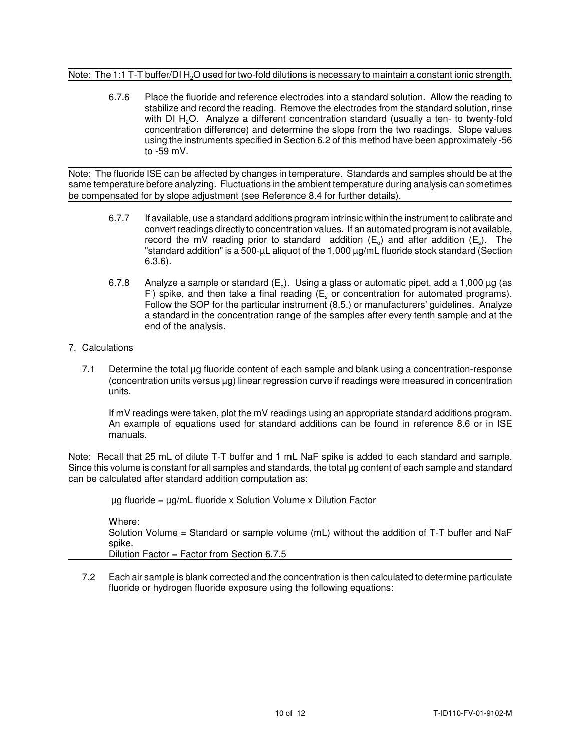Note: The 1:1 T-T buffer/DI $H_2O$ used for two-fold dilutions is necessary to maintain a constant ionic strength.

6.7.6 Place the fluoride and reference electrodes into a standard solution. Allow the reading to stabilize and record the reading. Remove the electrodes from the standard solution, rinse with DI $H_2O$. Analyze a different concentration standard (usually a ten- to twenty-fold concentration difference) and determine the slope from the two readings. Slope values using the instruments specified in Section 6.2 of this method have been approximately -56 to -59 mV.

Note: The fluoride ISE can be affected by changes in temperature. Standards and samples should be at the same temperature before analyzing. Fluctuations in the ambient temperature during analysis can sometimes be compensated for by slope adjustment (see Reference 8.4 for further details).

6.7.7 If available, use a standard additions program intrinsic within the instrument to calibrate and convert readings directly to concentration values. If an automated program is not available, record the mV reading prior to standard addition ($E_o$) and after addition ($E_s$). The "standard addition" is a 500-µL aliquot of the 1,000 µg/mL fluoride stock standard (Section 6.3.6).

6.7.8 Analyze a sample or standard ($E_o$). Using a glass or automatic pipet, add a 1,000 µg (as $F^-$) spike, and then take a final reading ($E_s$ or concentration for automated programs). Follow the SOP for the particular instrument (8.5.) or manufacturers' guidelines. Analyze a standard in the concentration range of the samples after every tenth sample and at the end of the analysis.

7. Calculations

7.1 Determine the total µg fluoride content of each sample and blank using a concentration-response (concentration units versus µg) linear regression curve if readings were measured in concentration units.

If mV readings were taken, plot the mV readings using an appropriate standard additions program. An example of equations used for standard additions can be found in reference 8.6 or in ISE manuals.

Note: Recall that 25 mL of dilute T-T buffer and 1 mL NaF spike is added to each standard and sample. Since this volume is constant for all samples and standards, the total µg content of each sample and standard can be calculated after standard addition computation as:

µg fluoride = µg/mL fluoride x Solution Volume x Dilution Factor

Where:
Solution Volume = Standard or sample volume (mL) without the addition of T-T buffer and NaF spike.
Dilution Factor = Factor from Section 6.7.5

7.2 Each air sample is blank corrected and the concentration is then calculated to determine particulate fluoride or hydrogen fluoride exposure using the following equations: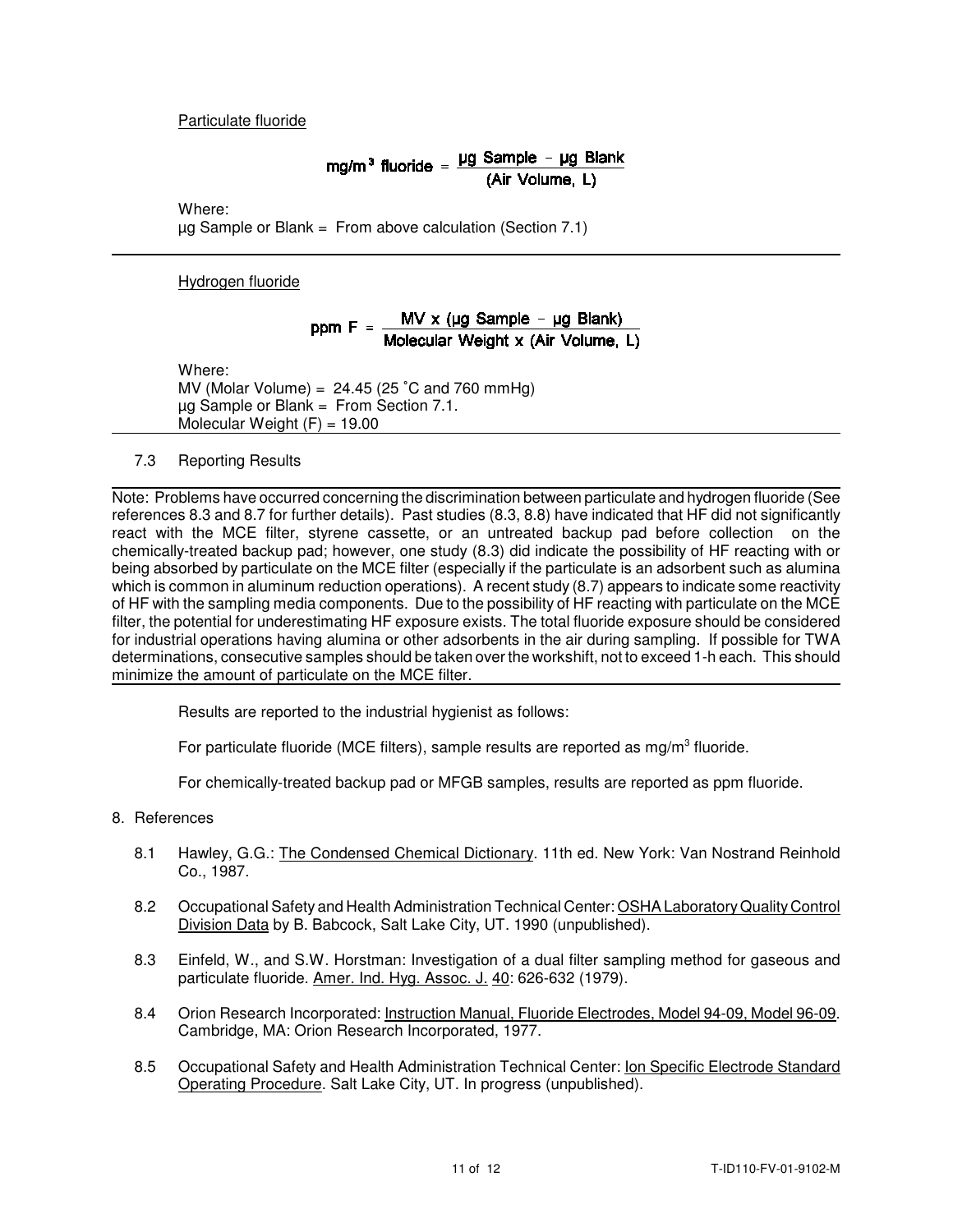Particulate fluoride

$$\text{mg/m}^3 \text{ fluoride} = \frac{\mu\text{g Sample} - \mu\text{g Blank}}{(\text{Air Volume, L})}$$

Where:
µg Sample or Blank = From above calculation (Section 7.1)

---

Hydrogen fluoride

$$\text{ppm F} = \frac{\text{MV} \times (\mu\text{g Sample} - \mu\text{g Blank})}{\text{Molecular Weight} \times (\text{Air Volume, L})}$$

Where:
MV (Molar Volume) = 24.45 (25 °C and 760 mmHg)
µg Sample or Blank = From Section 7.1.
Molecular Weight (F) = 19.00

---

7.3 Reporting Results

---

Note: Problems have occurred concerning the discrimination between particulate and hydrogen fluoride (See references 8.3 and 8.7 for further details). Past studies (8.3, 8.8) have indicated that HF did not significantly react with the MCE filter, styrene cassette, or an untreated backup pad before collection on the chemically-treated backup pad; however, one study (8.3) did indicate the possibility of HF reacting with or being absorbed by particulate on the MCE filter (especially if the particulate is an adsorbent such as alumina which is common in aluminum reduction operations). A recent study (8.7) appears to indicate some reactivity of HF with the sampling media components. Due to the possibility of HF reacting with particulate on the MCE filter, the potential for underestimating HF exposure exists. The total fluoride exposure should be considered for industrial operations having alumina or other adsorbents in the air during sampling. If possible for TWA determinations, consecutive samples should be taken over the workshift, not to exceed 1-h each. This should minimize the amount of particulate on the MCE filter.

---

Results are reported to the industrial hygienist as follows:

For particulate fluoride (MCE filters), sample results are reported as mg/m$^3$ fluoride.

For chemically-treated backup pad or MFGB samples, results are reported as ppm fluoride.

8. References

8.1 Hawley, G.G.: The Condensed Chemical Dictionary. 11th ed. New York: Van Nostrand Reinhold Co., 1987.

8.2 Occupational Safety and Health Administration Technical Center: OSHA Laboratory Quality Control Division Data by B. Babcock, Salt Lake City, UT. 1990 (unpublished).

8.3 Einfeld, W., and S.W. Horstman: Investigation of a dual filter sampling method for gaseous and particulate fluoride. Amer. Ind. Hyg. Assoc. J. 40: 626-632 (1979).

8.4 Orion Research Incorporated: Instruction Manual, Fluoride Electrodes, Model 94-09, Model 96-09. Cambridge, MA: Orion Research Incorporated, 1977.

8.5 Occupational Safety and Health Administration Technical Center: Ion Specific Electrode Standard Operating Procedure. Salt Lake City, UT. In progress (unpublished).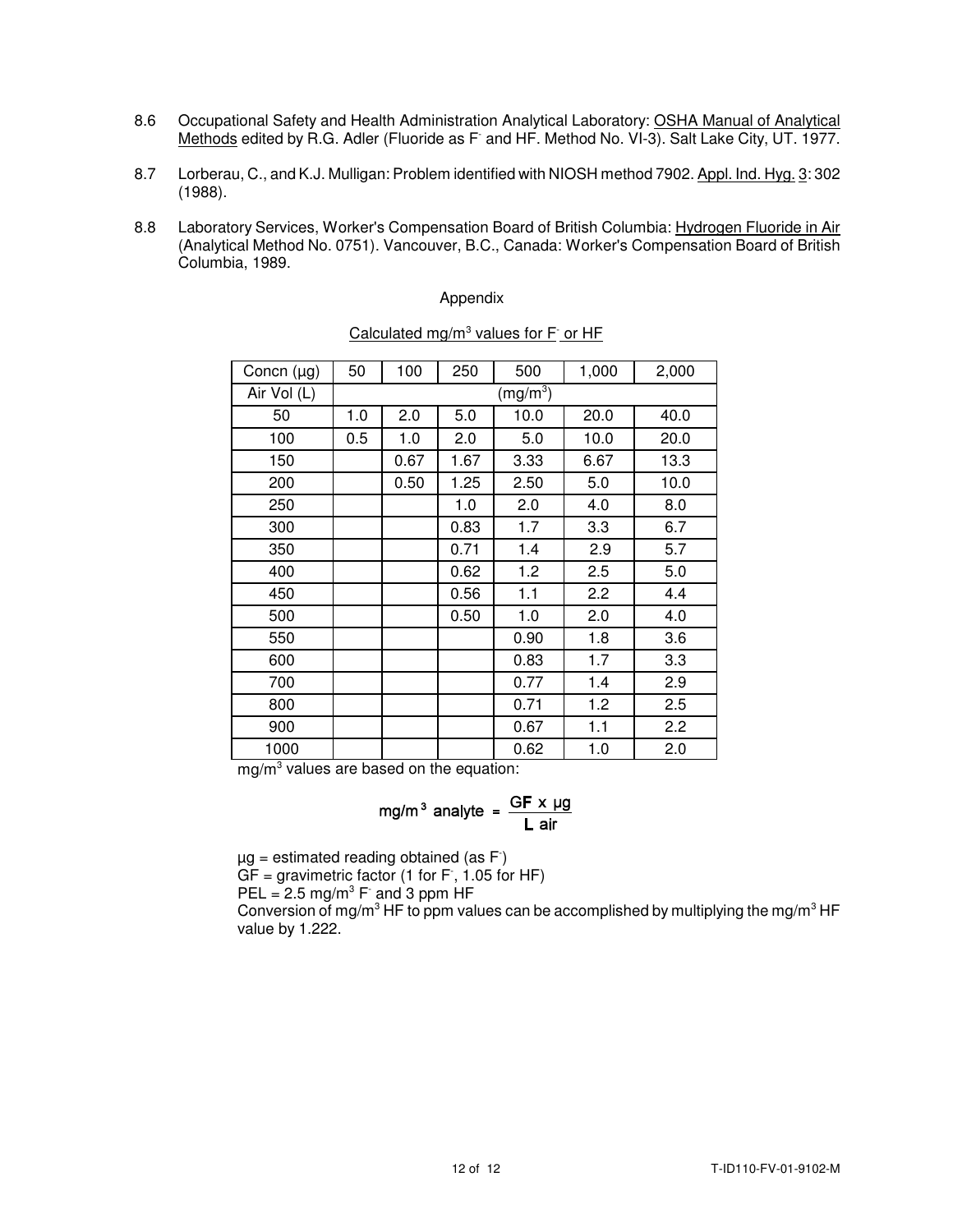8.6 Occupational Safety and Health Administration Analytical Laboratory: OSHA Manual of Analytical Methods edited by R.G. Adler (Fluoride as $F^-$ and HF. Method No. VI-3). Salt Lake City, UT. 1977.

8.7 Lorberau, C., and K.J. Mulligan: Problem identified with NIOSH method 7902. Appl. Ind. Hyg. 3: 302 (1988).

8.8 Laboratory Services, Worker's Compensation Board of British Columbia: Hydrogen Fluoride in Air (Analytical Method No. 0751). Vancouver, B.C., Canada: Worker's Compensation Board of British Columbia, 1989.

## Appendix

Calculated mg/m$^3$ values for $F^-$ or HF

| Concn (µg) | 50 | 100 | 250 | 500 | 1,000 | 2,000 |
|---|---|---|---|---|---|---|
| Air Vol (L) | | | (mg/m$^3$) | | | |
| 50 | 1.0 | 2.0 | 5.0 | 10.0 | 20.0 | 40.0 |
| 100 | 0.5 | 1.0 | 2.0 | 5.0 | 10.0 | 20.0 |
| 150 | | 0.67 | 1.67 | 3.33 | 6.67 | 13.3 |
| 200 | | 0.50 | 1.25 | 2.50 | 5.0 | 10.0 |
| 250 | | | 1.0 | 2.0 | 4.0 | 8.0 |
| 300 | | | 0.83 | 1.7 | 3.3 | 6.7 |
| 350 | | | 0.71 | 1.4 | 2.9 | 5.7 |
| 400 | | | 0.62 | 1.2 | 2.5 | 5.0 |
| 450 | | | 0.56 | 1.1 | 2.2 | 4.4 |
| 500 | | | 0.50 | 1.0 | 2.0 | 4.0 |
| 550 | | | | 0.90 | 1.8 | 3.6 |
| 600 | | | | 0.83 | 1.7 | 3.3 |
| 700 | | | | 0.77 | 1.4 | 2.9 |
| 800 | | | | 0.71 | 1.2 | 2.5 |
| 900 | | | | 0.67 | 1.1 | 2.2 |
| 1000 | | | | 0.62 | 1.0 | 2.0 |

mg/m$^3$ values are based on the equation:

$$\text{mg/m}^3 \text{ analyte} = \frac{\text{GF} \times \mu\text{g}}{\text{L air}}$$

µg = estimated reading obtained (as $F^-$)
GF = gravimetric factor (1 for $F^-$, 1.05 for HF)
PEL = 2.5 mg/m$^3$ $F^-$ and 3 ppm HF
Conversion of mg/m$^3$ HF to ppm values can be accomplished by multiplying the mg/m$^3$ HF value by 1.222.